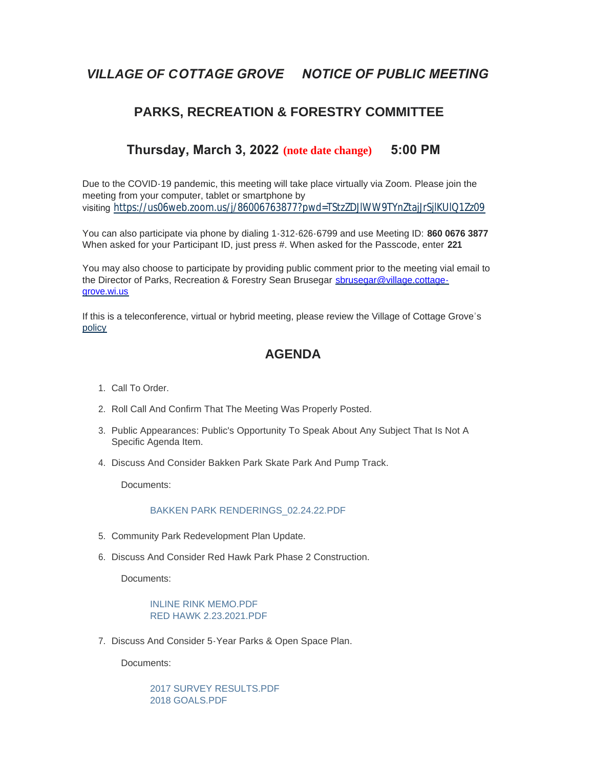# *VILLAGE OF COTTAGE GROVE     NOTICE OF PUBLIC MEETING*

## PARKS, RECREATION & FORESTRY COMMITTEE

### Thursday, March 3, 2022 (note date change)     5:00 PM

Due to the COVID-19 pandemic, this meeting will take place virtually via Zoom. Please join the meeting from your computer, tablet or smartphone by visiting https://us06web.zoom.us/j/86006763877?pwd=TStzZDJlWW9TYnZtajJrSjlKUlQ1Zz09

You can also participate via phone by dialing 1-312-626-6799 and use Meeting ID: **860 0676 3877** When asked for your Participant ID, just press #. When asked for the Passcode, enter **221**

You may also choose to participate by providing public comment prior to the meeting vial email to the Director of Parks, Recreation & Forestry Sean Brusegar sbrusegar@village.cottage-grove.wi.us

If this is a teleconference, virtual or hybrid meeting, please review the Village of Cottage Grove's policy

## AGENDA

1. Call To Order.
2. Roll Call And Confirm That The Meeting Was Properly Posted.
3. Public Appearances: Public's Opportunity To Speak About Any Subject That Is Not A Specific Agenda Item.
4. Discuss And Consider Bakken Park Skate Park And Pump Track.

   Documents:

   BAKKEN PARK RENDERINGS_02.24.22.PDF

5. Community Park Redevelopment Plan Update.
6. Discuss And Consider Red Hawk Park Phase 2 Construction.

   Documents:

   INLINE RINK MEMO.PDF
   RED HAWK 2.23.2021.PDF

7. Discuss And Consider 5-Year Parks & Open Space Plan.

   Documents:

   2017 SURVEY RESULTS.PDF
   2018 GOALS.PDF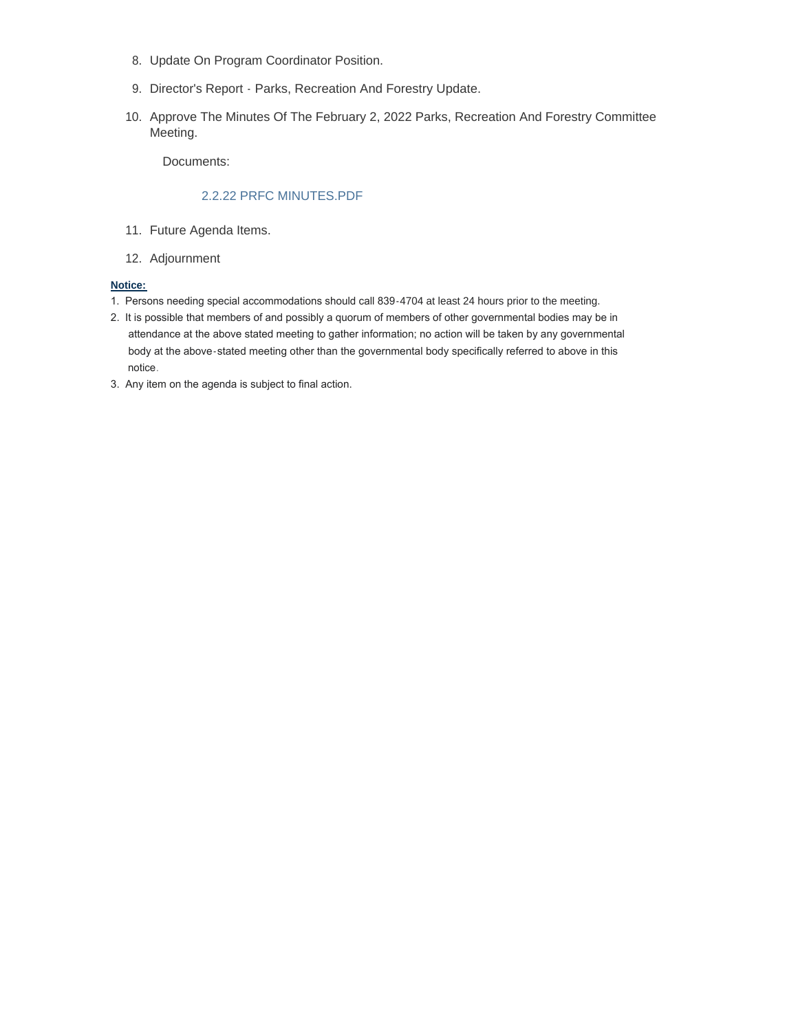8. Update On Program Coordinator Position.
9. Director's Report - Parks, Recreation And Forestry Update.
10. Approve The Minutes Of The February 2, 2022 Parks, Recreation And Forestry Committee Meeting.

    Documents:

    2.2.22 PRFC MINUTES.PDF

11. Future Agenda Items.
12. Adjournment

**Notice:**

1. Persons needing special accommodations should call 839-4704 at least 24 hours prior to the meeting.
2. It is possible that members of and possibly a quorum of members of other governmental bodies may be in attendance at the above stated meeting to gather information; no action will be taken by any governmental body at the above-stated meeting other than the governmental body specifically referred to above in this notice.
3. Any item on the agenda is subject to final action.